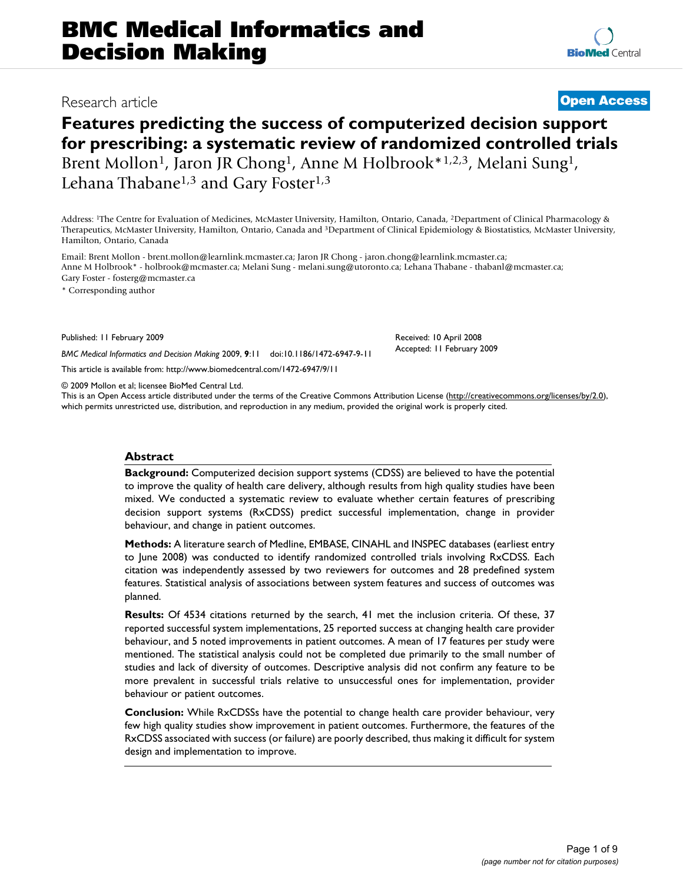Research article

**Open Access**

# Features predicting the success of computerized decision support for prescribing: a systematic review of randomized controlled trials

Brent Mollon[1], Jaron JR Chong[1], Anne M Holbrook*[1,2,3], Melani Sung[1], Lehana Thabane[1,3] and Gary Foster[1,3]

Address: [1]The Centre for Evaluation of Medicines, McMaster University, Hamilton, Ontario, Canada, [2]Department of Clinical Pharmacology & Therapeutics, McMaster University, Hamilton, Ontario, Canada and [3]Department of Clinical Epidemiology & Biostatistics, McMaster University, Hamilton, Ontario, Canada

Email: Brent Mollon - brent.mollon@learnlink.mcmaster.ca; Jaron JR Chong - jaron.chong@learnlink.mcmaster.ca; Anne M Holbrook* - holbrook@mcmaster.ca; Melani Sung - melani.sung@utoronto.ca; Lehana Thabane - thabanl@mcmaster.ca; Gary Foster - fosterg@mcmaster.ca

* Corresponding author

Published: 11 February 2009

*BMC Medical Informatics and Decision Making* 2009, **9**:11 doi:10.1186/1472-6947-9-11

Received: 10 April 2008
Accepted: 11 February 2009

This article is available from: http://www.biomedcentral.com/1472-6947/9/11

© 2009 Mollon et al; licensee BioMed Central Ltd.
This is an Open Access article distributed under the terms of the Creative Commons Attribution License (http://creativecommons.org/licenses/by/2.0), which permits unrestricted use, distribution, and reproduction in any medium, provided the original work is properly cited.

## Abstract

**Background:** Computerized decision support systems (CDSS) are believed to have the potential to improve the quality of health care delivery, although results from high quality studies have been mixed. We conducted a systematic review to evaluate whether certain features of prescribing decision support systems (RxCDSS) predict successful implementation, change in provider behaviour, and change in patient outcomes.

**Methods:** A literature search of Medline, EMBASE, CINAHL and INSPEC databases (earliest entry to June 2008) was conducted to identify randomized controlled trials involving RxCDSS. Each citation was independently assessed by two reviewers for outcomes and 28 predefined system features. Statistical analysis of associations between system features and success of outcomes was planned.

**Results:** Of 4534 citations returned by the search, 41 met the inclusion criteria. Of these, 37 reported successful system implementations, 25 reported success at changing health care provider behaviour, and 5 noted improvements in patient outcomes. A mean of 17 features per study were mentioned. The statistical analysis could not be completed due primarily to the small number of studies and lack of diversity of outcomes. Descriptive analysis did not confirm any feature to be more prevalent in successful trials relative to unsuccessful ones for implementation, provider behaviour or patient outcomes.

**Conclusion:** While RxCDSSs have the potential to change health care provider behaviour, very few high quality studies show improvement in patient outcomes. Furthermore, the features of the RxCDSS associated with success (or failure) are poorly described, thus making it difficult for system design and implementation to improve.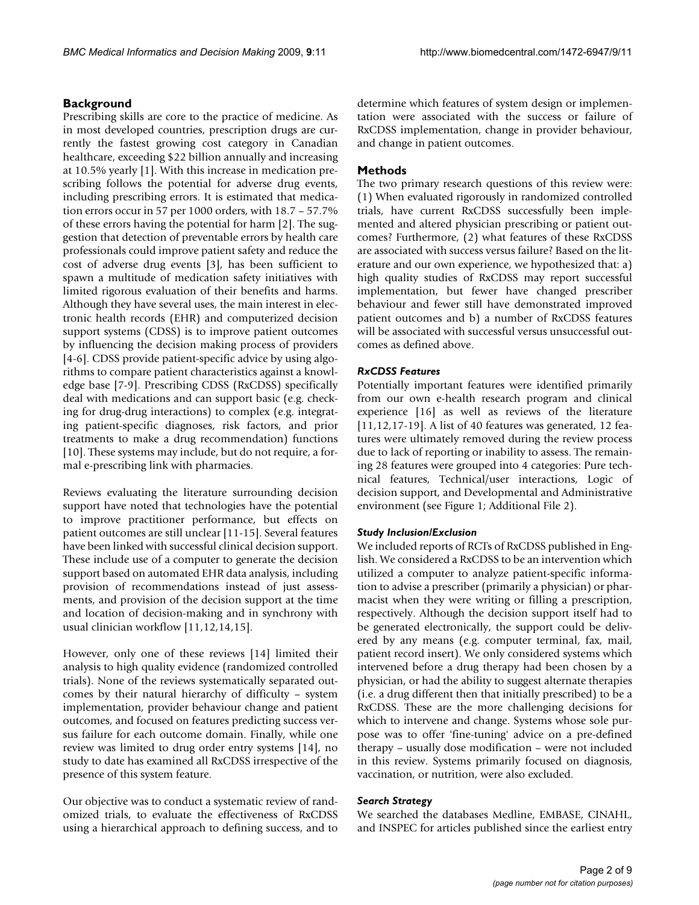## Background

Prescribing skills are core to the practice of medicine. As in most developed countries, prescription drugs are currently the fastest growing cost category in Canadian healthcare, exceeding $22 billion annually and increasing at 10.5% yearly [1]. With this increase in medication prescribing follows the potential for adverse drug events, including prescribing errors. It is estimated that medication errors occur in 57 per 1000 orders, with 18.7 – 57.7% of these errors having the potential for harm [2]. The suggestion that detection of preventable errors by health care professionals could improve patient safety and reduce the cost of adverse drug events [3], has been sufficient to spawn a multitude of medication safety initiatives with limited rigorous evaluation of their benefits and harms. Although they have several uses, the main interest in electronic health records (EHR) and computerized decision support systems (CDSS) is to improve patient outcomes by influencing the decision making process of providers [4-6]. CDSS provide patient-specific advice by using algorithms to compare patient characteristics against a knowledge base [7-9]. Prescribing CDSS (RxCDSS) specifically deal with medications and can support basic (e.g. checking for drug-drug interactions) to complex (e.g. integrating patient-specific diagnoses, risk factors, and prior treatments to make a drug recommendation) functions [10]. These systems may include, but do not require, a formal e-prescribing link with pharmacies.

Reviews evaluating the literature surrounding decision support have noted that technologies have the potential to improve practitioner performance, but effects on patient outcomes are still unclear [11-15]. Several features have been linked with successful clinical decision support. These include use of a computer to generate the decision support based on automated EHR data analysis, including provision of recommendations instead of just assessments, and provision of the decision support at the time and location of decision-making and in synchrony with usual clinician workflow [11,12,14,15].

However, only one of these reviews [14] limited their analysis to high quality evidence (randomized controlled trials). None of the reviews systematically separated outcomes by their natural hierarchy of difficulty – system implementation, provider behaviour change and patient outcomes, and focused on features predicting success versus failure for each outcome domain. Finally, while one review was limited to drug order entry systems [14], no study to date has examined all RxCDSS irrespective of the presence of this system feature.

Our objective was to conduct a systematic review of randomized trials, to evaluate the effectiveness of RxCDSS using a hierarchical approach to defining success, and to determine which features of system design or implementation were associated with the success or failure of RxCDSS implementation, change in provider behaviour, and change in patient outcomes.

## Methods

The two primary research questions of this review were: (1) When evaluated rigorously in randomized controlled trials, have current RxCDSS successfully been implemented and altered physician prescribing or patient outcomes? Furthermore, (2) what features of these RxCDSS are associated with success versus failure? Based on the literature and our own experience, we hypothesized that: a) high quality studies of RxCDSS may report successful implementation, but fewer have changed prescriber behaviour and fewer still have demonstrated improved patient outcomes and b) a number of RxCDSS features will be associated with successful versus unsuccessful outcomes as defined above.

### *RxCDSS Features*

Potentially important features were identified primarily from our own e-health research program and clinical experience [16] as well as reviews of the literature [11,12,17-19]. A list of 40 features was generated, 12 features were ultimately removed during the review process due to lack of reporting or inability to assess. The remaining 28 features were grouped into 4 categories: Pure technical features, Technical/user interactions, Logic of decision support, and Developmental and Administrative environment (see Figure 1; Additional File 2).

### *Study Inclusion/Exclusion*

We included reports of RCTs of RxCDSS published in English. We considered a RxCDSS to be an intervention which utilized a computer to analyze patient-specific information to advise a prescriber (primarily a physician) or pharmacist when they were writing or filling a prescription, respectively. Although the decision support itself had to be generated electronically, the support could be delivered by any means (e.g. computer terminal, fax, mail, patient record insert). We only considered systems which intervened before a drug therapy had been chosen by a physician, or had the ability to suggest alternate therapies (i.e. a drug different then that initially prescribed) to be a RxCDSS. These are the more challenging decisions for which to intervene and change. Systems whose sole purpose was to offer 'fine-tuning' advice on a pre-defined therapy – usually dose modification – were not included in this review. Systems primarily focused on diagnosis, vaccination, or nutrition, were also excluded.

### *Search Strategy*

We searched the databases Medline, EMBASE, CINAHL, and INSPEC for articles published since the earliest entry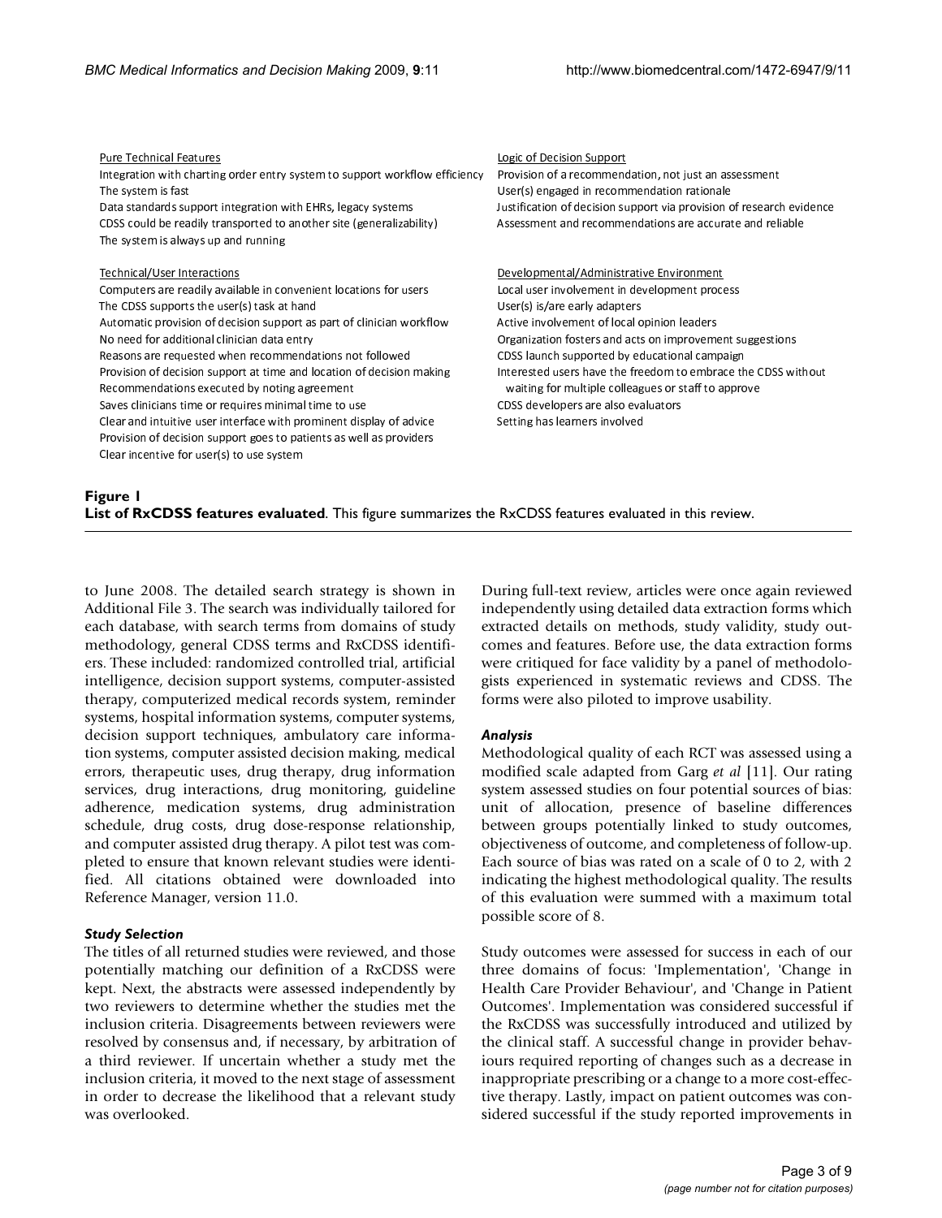Pure Technical Features

Integration with charting order entry system to support workflow efficiency
The system is fast
Data standards support integration with EHRs, legacy systems
CDSS could be readily transported to another site (generalizability)
The system is always up and running

Technical/User Interactions

Computers are readily available in convenient locations for users
The CDSS supports the user(s) task at hand
Automatic provision of decision support as part of clinician workflow
No need for additional clinician data entry
Reasons are requested when recommendations not followed
Provision of decision support at time and location of decision making
Recommendations executed by noting agreement
Saves clinicians time or requires minimal time to use
Clear and intuitive user interface with prominent display of advice
Provision of decision support goes to patients as well as providers
Clear incentive for user(s) to use system

Logic of Decision Support

Provision of a recommendation, not just an assessment
User(s) engaged in recommendation rationale
Justification of decision support via provision of research evidence
Assessment and recommendations are accurate and reliable

Developmental/Administrative Environment

Local user involvement in development process
User(s) is/are early adapters
Active involvement of local opinion leaders
Organization fosters and acts on improvement suggestions
CDSS launch supported by educational campaign
Interested users have the freedom to embrace the CDSS without waiting for multiple colleagues or staff to approve
CDSS developers are also evaluators
Setting has learners involved

**Figure 1**
**List of RxCDSS features evaluated**. This figure summarizes the RxCDSS features evaluated in this review.

to June 2008. The detailed search strategy is shown in Additional File 3. The search was individually tailored for each database, with search terms from domains of study methodology, general CDSS terms and RxCDSS identifiers. These included: randomized controlled trial, artificial intelligence, decision support systems, computer-assisted therapy, computerized medical records system, reminder systems, hospital information systems, computer systems, decision support techniques, ambulatory care information systems, computer assisted decision making, medical errors, therapeutic uses, drug therapy, drug information services, drug interactions, drug monitoring, guideline adherence, medication systems, drug administration schedule, drug costs, drug dose-response relationship, and computer assisted drug therapy. A pilot test was completed to ensure that known relevant studies were identified. All citations obtained were downloaded into Reference Manager, version 11.0.

### *Study Selection*

The titles of all returned studies were reviewed, and those potentially matching our definition of a RxCDSS were kept. Next, the abstracts were assessed independently by two reviewers to determine whether the studies met the inclusion criteria. Disagreements between reviewers were resolved by consensus and, if necessary, by arbitration of a third reviewer. If uncertain whether a study met the inclusion criteria, it moved to the next stage of assessment in order to decrease the likelihood that a relevant study was overlooked.

During full-text review, articles were once again reviewed independently using detailed data extraction forms which extracted details on methods, study validity, study outcomes and features. Before use, the data extraction forms were critiqued for face validity by a panel of methodologists experienced in systematic reviews and CDSS. The forms were also piloted to improve usability.

### *Analysis*

Methodological quality of each RCT was assessed using a modified scale adapted from Garg *et al* [11]. Our rating system assessed studies on four potential sources of bias: unit of allocation, presence of baseline differences between groups potentially linked to study outcomes, objectiveness of outcome, and completeness of follow-up. Each source of bias was rated on a scale of 0 to 2, with 2 indicating the highest methodological quality. The results of this evaluation were summed with a maximum total possible score of 8.

Study outcomes were assessed for success in each of our three domains of focus: 'Implementation', 'Change in Health Care Provider Behaviour', and 'Change in Patient Outcomes'. Implementation was considered successful if the RxCDSS was successfully introduced and utilized by the clinical staff. A successful change in provider behaviours required reporting of changes such as a decrease in inappropriate prescribing or a change to a more cost-effective therapy. Lastly, impact on patient outcomes was considered successful if the study reported improvements in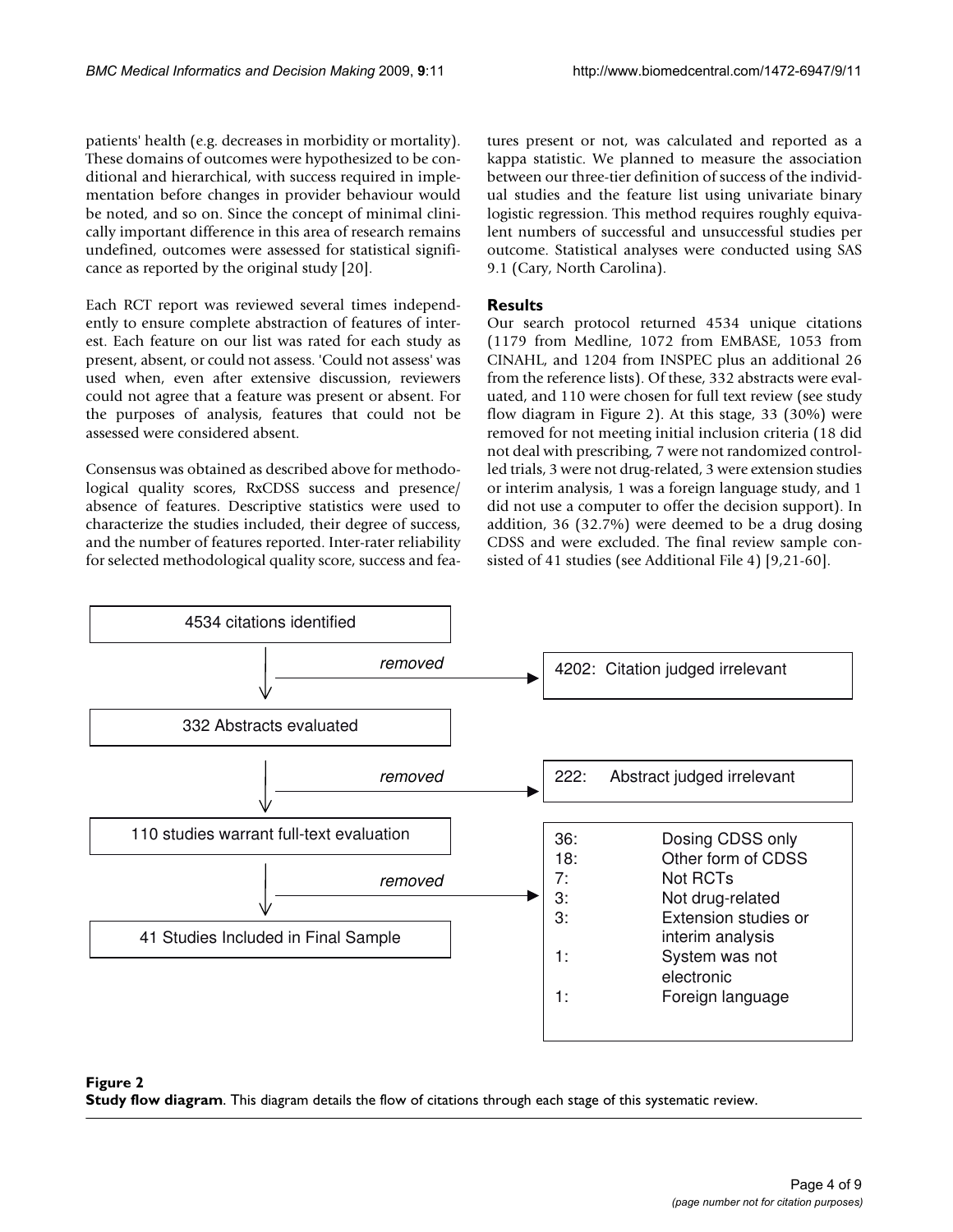patients' health (e.g. decreases in morbidity or mortality). These domains of outcomes were hypothesized to be conditional and hierarchical, with success required in implementation before changes in provider behaviour would be noted, and so on. Since the concept of minimal clinically important difference in this area of research remains undefined, outcomes were assessed for statistical significance as reported by the original study [20].

Each RCT report was reviewed several times independently to ensure complete abstraction of features of interest. Each feature on our list was rated for each study as present, absent, or could not assess. 'Could not assess' was used when, even after extensive discussion, reviewers could not agree that a feature was present or absent. For the purposes of analysis, features that could not be assessed were considered absent.

Consensus was obtained as described above for methodological quality scores, RxCDSS success and presence/absence of features. Descriptive statistics were used to characterize the studies included, their degree of success, and the number of features reported. Inter-rater reliability for selected methodological quality score, success and features present or not, was calculated and reported as a kappa statistic. We planned to measure the association between our three-tier definition of success of the individual studies and the feature list using univariate binary logistic regression. This method requires roughly equivalent numbers of successful and unsuccessful studies per outcome. Statistical analyses were conducted using SAS 9.1 (Cary, North Carolina).

## Results

Our search protocol returned 4534 unique citations (1179 from Medline, 1072 from EMBASE, 1053 from CINAHL, and 1204 from INSPEC plus an additional 26 from the reference lists). Of these, 332 abstracts were evaluated, and 110 were chosen for full text review (see study flow diagram in Figure 2). At this stage, 33 (30%) were removed for not meeting initial inclusion criteria (18 did not deal with prescribing, 7 were not randomized controlled trials, 3 were not drug-related, 3 were extension studies or interim analysis, 1 was a foreign language study, and 1 did not use a computer to offer the decision support). In addition, 36 (32.7%) were deemed to be a drug dosing CDSS and were excluded. The final review sample consisted of 41 studies (see Additional File 4) [9,21-60].

4534 citations identified

→ *removed* → 4202: Citation judged irrelevant

332 Abstracts evaluated

→ *removed* → 222: Abstract judged irrelevant

110 studies warrant full-text evaluation

→ *removed* →
- 36: Dosing CDSS only
- 18: Other form of CDSS
- 7: Not RCTs
- 3: Not drug-related
- 3: Extension studies or interim analysis
- 1: System was not electronic
- 1: Foreign language

41 Studies Included in Final Sample

**Figure 2**
**Study flow diagram**. This diagram details the flow of citations through each stage of this systematic review.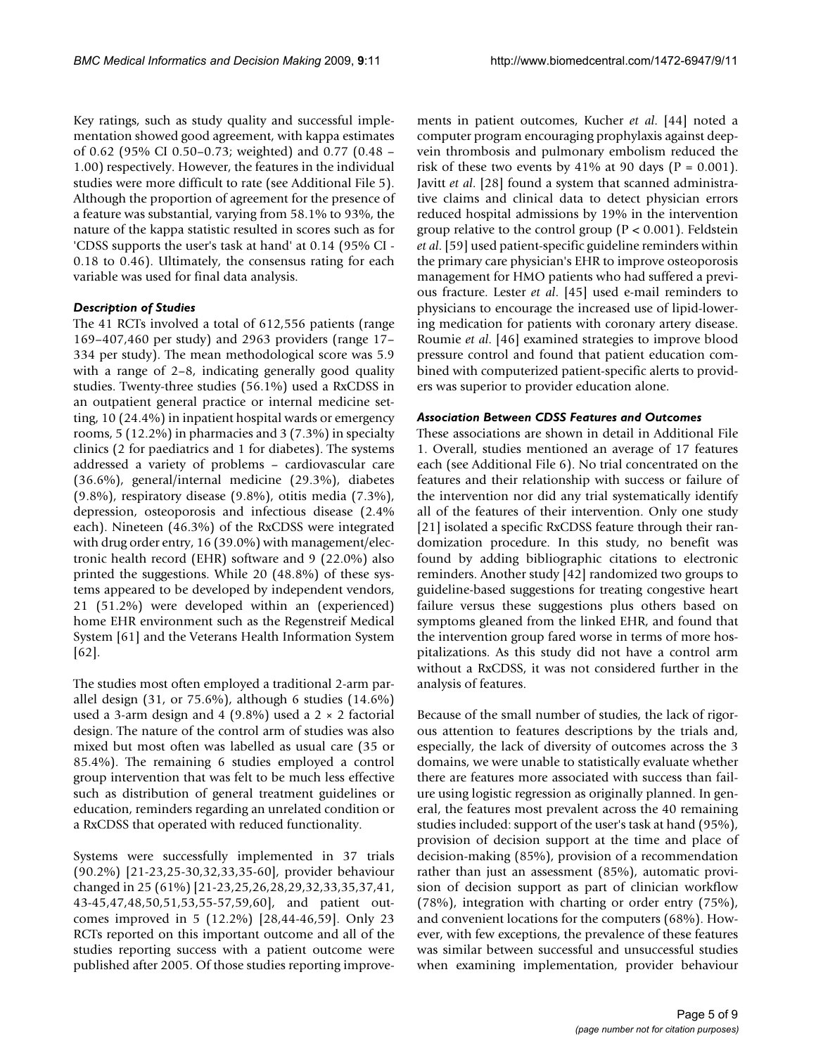Key ratings, such as study quality and successful implementation showed good agreement, with kappa estimates of 0.62 (95% CI 0.50–0.73; weighted) and 0.77 (0.48 – 1.00) respectively. However, the features in the individual studies were more difficult to rate (see Additional File 5). Although the proportion of agreement for the presence of a feature was substantial, varying from 58.1% to 93%, the nature of the kappa statistic resulted in scores such as for 'CDSS supports the user's task at hand' at 0.14 (95% CI -0.18 to 0.46). Ultimately, the consensus rating for each variable was used for final data analysis.

### *Description of Studies*

The 41 RCTs involved a total of 612,556 patients (range 169–407,460 per study) and 2963 providers (range 17–334 per study). The mean methodological score was 5.9 with a range of 2–8, indicating generally good quality studies. Twenty-three studies (56.1%) used a RxCDSS in an outpatient general practice or internal medicine setting, 10 (24.4%) in inpatient hospital wards or emergency rooms, 5 (12.2%) in pharmacies and 3 (7.3%) in specialty clinics (2 for paediatrics and 1 for diabetes). The systems addressed a variety of problems – cardiovascular care (36.6%), general/internal medicine (29.3%), diabetes (9.8%), respiratory disease (9.8%), otitis media (7.3%), depression, osteoporosis and infectious disease (2.4% each). Nineteen (46.3%) of the RxCDSS were integrated with drug order entry, 16 (39.0%) with management/electronic health record (EHR) software and 9 (22.0%) also printed the suggestions. While 20 (48.8%) of these systems appeared to be developed by independent vendors, 21 (51.2%) were developed within an (experienced) home EHR environment such as the Regenstreif Medical System [61] and the Veterans Health Information System [62].

The studies most often employed a traditional 2-arm parallel design (31, or 75.6%), although 6 studies (14.6%) used a 3-arm design and 4 (9.8%) used a 2 × 2 factorial design. The nature of the control arm of studies was also mixed but most often was labelled as usual care (35 or 85.4%). The remaining 6 studies employed a control group intervention that was felt to be much less effective such as distribution of general treatment guidelines or education, reminders regarding an unrelated condition or a RxCDSS that operated with reduced functionality.

Systems were successfully implemented in 37 trials (90.2%) [21-23,25-30,32,33,35-60], provider behaviour changed in 25 (61%) [21-23,25,26,28,29,32,33,35,37,41,43-45,47,48,50,51,53,55-57,59,60], and patient outcomes improved in 5 (12.2%) [28,44-46,59]. Only 23 RCTs reported on this important outcome and all of the studies reporting success with a patient outcome were published after 2005. Of those studies reporting improvements in patient outcomes, Kucher *et al*. [44] noted a computer program encouraging prophylaxis against deep-vein thrombosis and pulmonary embolism reduced the risk of these two events by 41% at 90 days ($P = 0.001$). Javitt *et al*. [28] found a system that scanned administrative claims and clinical data to detect physician errors reduced hospital admissions by 19% in the intervention group relative to the control group ($P < 0.001$). Feldstein *et al*. [59] used patient-specific guideline reminders within the primary care physician's EHR to improve osteoporosis management for HMO patients who had suffered a previous fracture. Lester *et al*. [45] used e-mail reminders to physicians to encourage the increased use of lipid-lowering medication for patients with coronary artery disease. Roumie *et al*. [46] examined strategies to improve blood pressure control and found that patient education combined with computerized patient-specific alerts to providers was superior to provider education alone.

### *Association Between CDSS Features and Outcomes*

These associations are shown in detail in Additional File 1. Overall, studies mentioned an average of 17 features each (see Additional File 6). No trial concentrated on the features and their relationship with success or failure of the intervention nor did any trial systematically identify all of the features of their intervention. Only one study [21] isolated a specific RxCDSS feature through their randomization procedure. In this study, no benefit was found by adding bibliographic citations to electronic reminders. Another study [42] randomized two groups to guideline-based suggestions for treating congestive heart failure versus these suggestions plus others based on symptoms gleaned from the linked EHR, and found that the intervention group fared worse in terms of more hospitalizations. As this study did not have a control arm without a RxCDSS, it was not considered further in the analysis of features.

Because of the small number of studies, the lack of rigorous attention to features descriptions by the trials and, especially, the lack of diversity of outcomes across the 3 domains, we were unable to statistically evaluate whether there are features more associated with success than failure using logistic regression as originally planned. In general, the features most prevalent across the 40 remaining studies included: support of the user's task at hand (95%), provision of decision support at the time and place of decision-making (85%), provision of a recommendation rather than just an assessment (85%), automatic provision of decision support as part of clinician workflow (78%), integration with charting or order entry (75%), and convenient locations for the computers (68%). However, with few exceptions, the prevalence of these features was similar between successful and unsuccessful studies when examining implementation, provider behaviour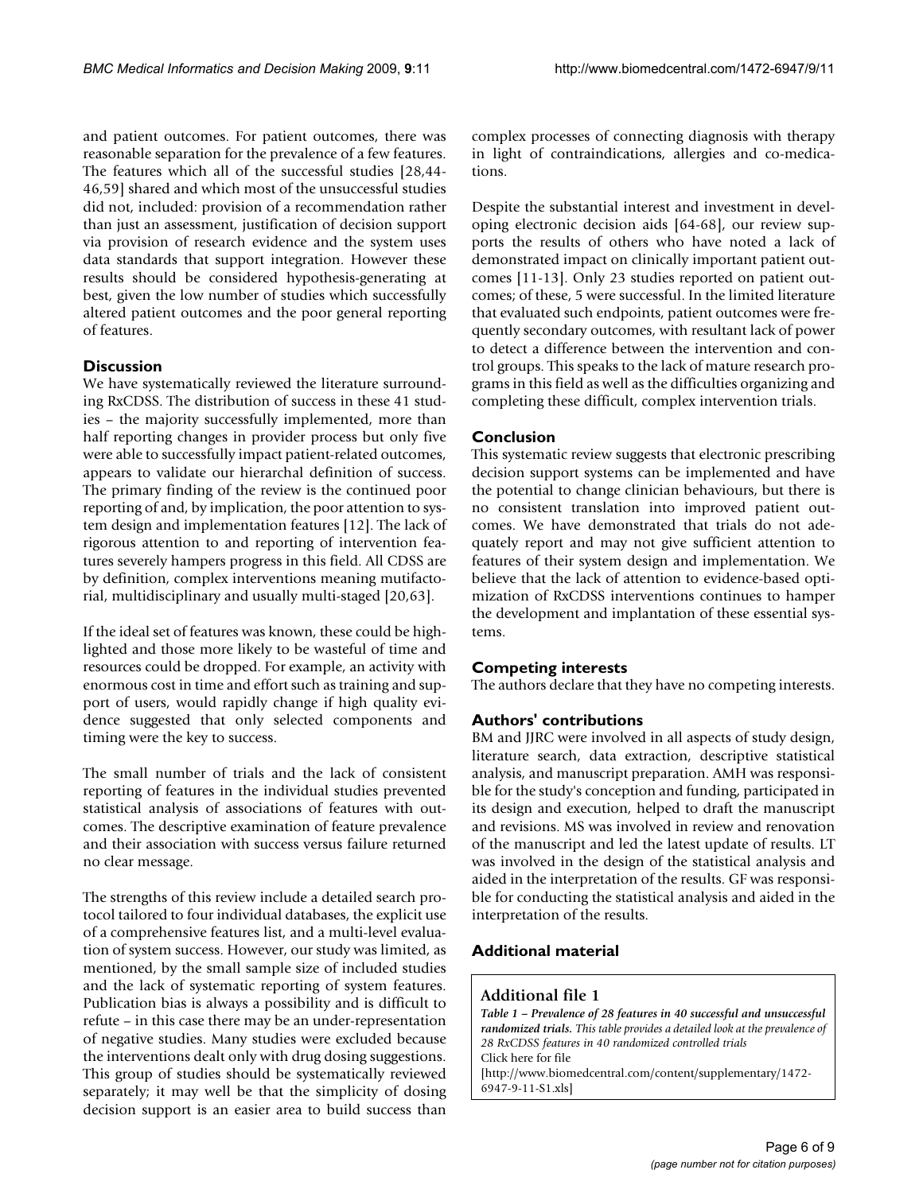and patient outcomes. For patient outcomes, there was reasonable separation for the prevalence of a few features. The features which all of the successful studies [28,44-46,59] shared and which most of the unsuccessful studies did not, included: provision of a recommendation rather than just an assessment, justification of decision support via provision of research evidence and the system uses data standards that support integration. However these results should be considered hypothesis-generating at best, given the low number of studies which successfully altered patient outcomes and the poor general reporting of features.

## Discussion

We have systematically reviewed the literature surrounding RxCDSS. The distribution of success in these 41 studies – the majority successfully implemented, more than half reporting changes in provider process but only five were able to successfully impact patient-related outcomes, appears to validate our hierarchal definition of success. The primary finding of the review is the continued poor reporting of and, by implication, the poor attention to system design and implementation features [12]. The lack of rigorous attention to and reporting of intervention features severely hampers progress in this field. All CDSS are by definition, complex interventions meaning mutifactorial, multidisciplinary and usually multi-staged [20,63].

If the ideal set of features was known, these could be highlighted and those more likely to be wasteful of time and resources could be dropped. For example, an activity with enormous cost in time and effort such as training and support of users, would rapidly change if high quality evidence suggested that only selected components and timing were the key to success.

The small number of trials and the lack of consistent reporting of features in the individual studies prevented statistical analysis of associations of features with outcomes. The descriptive examination of feature prevalence and their association with success versus failure returned no clear message.

The strengths of this review include a detailed search protocol tailored to four individual databases, the explicit use of a comprehensive features list, and a multi-level evaluation of system success. However, our study was limited, as mentioned, by the small sample size of included studies and the lack of systematic reporting of system features. Publication bias is always a possibility and is difficult to refute – in this case there may be an under-representation of negative studies. Many studies were excluded because the interventions dealt only with drug dosing suggestions. This group of studies should be systematically reviewed separately; it may well be that the simplicity of dosing decision support is an easier area to build success than complex processes of connecting diagnosis with therapy in light of contraindications, allergies and co-medications.

Despite the substantial interest and investment in developing electronic decision aids [64-68], our review supports the results of others who have noted a lack of demonstrated impact on clinically important patient outcomes [11-13]. Only 23 studies reported on patient outcomes; of these, 5 were successful. In the limited literature that evaluated such endpoints, patient outcomes were frequently secondary outcomes, with resultant lack of power to detect a difference between the intervention and control groups. This speaks to the lack of mature research programs in this field as well as the difficulties organizing and completing these difficult, complex intervention trials.

## Conclusion

This systematic review suggests that electronic prescribing decision support systems can be implemented and have the potential to change clinician behaviours, but there is no consistent translation into improved patient outcomes. We have demonstrated that trials do not adequately report and may not give sufficient attention to features of their system design and implementation. We believe that the lack of attention to evidence-based optimization of RxCDSS interventions continues to hamper the development and implantation of these essential systems.

## Competing interests

The authors declare that they have no competing interests.

## Authors' contributions

BM and JJRC were involved in all aspects of study design, literature search, data extraction, descriptive statistical analysis, and manuscript preparation. AMH was responsible for the study's conception and funding, participated in its design and execution, helped to draft the manuscript and revisions. MS was involved in review and renovation of the manuscript and led the latest update of results. LT was involved in the design of the statistical analysis and aided in the interpretation of the results. GF was responsible for conducting the statistical analysis and aided in the interpretation of the results.

## Additional material

### Additional file 1

***Table 1 – Prevalence of 28 features in 40 successful and unsuccessful randomized trials.*** *This table provides a detailed look at the prevalence of 28 RxCDSS features in 40 randomized controlled trials*
Click here for file
[http://www.biomedcentral.com/content/supplementary/1472-6947-9-11-S1.xls]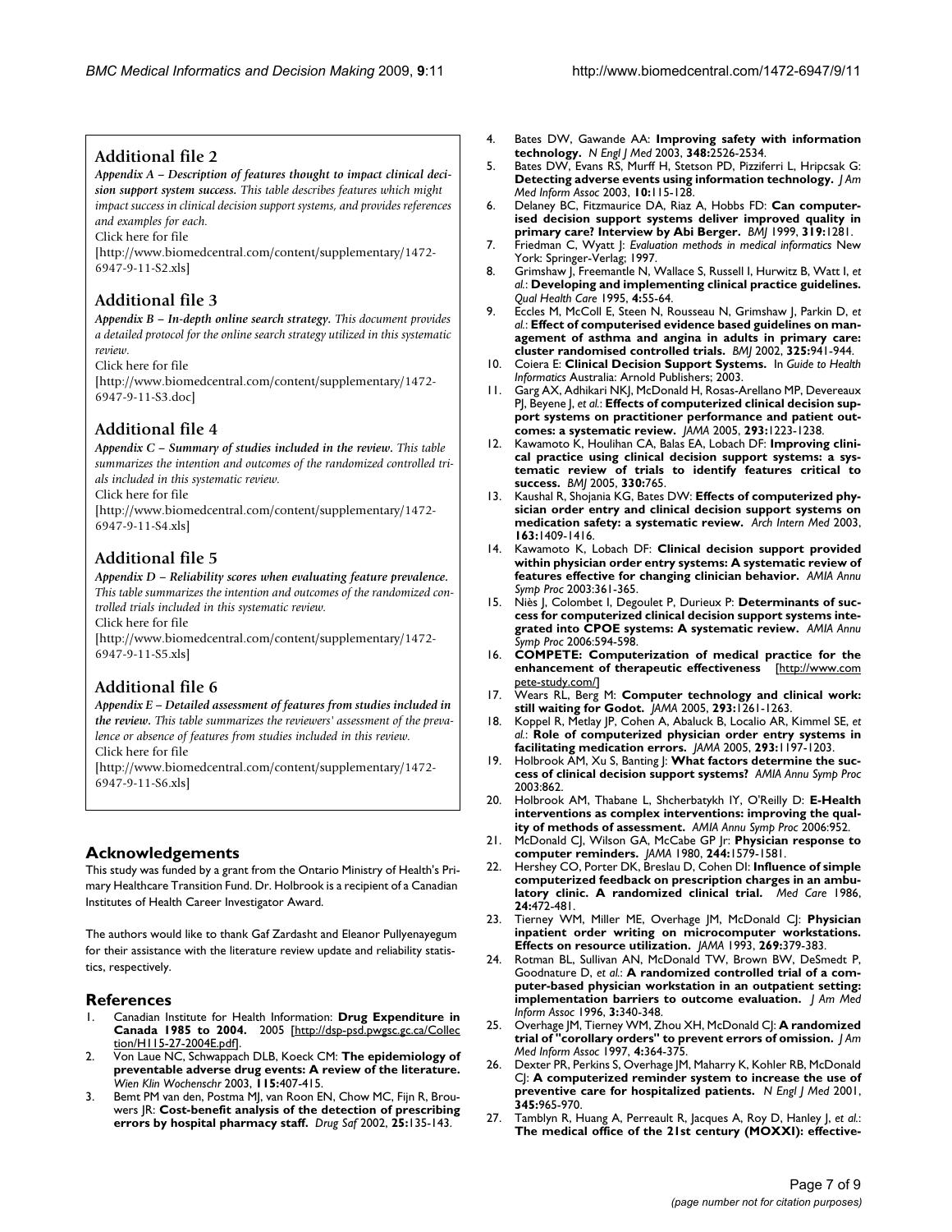## Additional file 2

***Appendix A – Description of features thought to impact clinical decision support system success.*** *This table describes features which might impact success in clinical decision support systems, and provides references and examples for each.*

Click here for file

[http://www.biomedcentral.com/content/supplementary/1472-6947-9-11-S2.xls]

## Additional file 3

***Appendix B – In-depth online search strategy.*** *This document provides a detailed protocol for the online search strategy utilized in this systematic review.*

Click here for file

[http://www.biomedcentral.com/content/supplementary/1472-6947-9-11-S3.doc]

## Additional file 4

***Appendix C – Summary of studies included in the review.*** *This table summarizes the intention and outcomes of the randomized controlled trials included in this systematic review.*

Click here for file

[http://www.biomedcentral.com/content/supplementary/1472-6947-9-11-S4.xls]

## Additional file 5

***Appendix D – Reliability scores when evaluating feature prevalence.*** *This table summarizes the intention and outcomes of the randomized controlled trials included in this systematic review.*

Click here for file

[http://www.biomedcentral.com/content/supplementary/1472-6947-9-11-S5.xls]

## Additional file 6

***Appendix E – Detailed assessment of features from studies included in the review.*** *This table summarizes the reviewers' assessment of the prevalence or absence of features from studies included in this review.*

Click here for file

[http://www.biomedcentral.com/content/supplementary/1472-6947-9-11-S6.xls]

## Acknowledgements

This study was funded by a grant from the Ontario Ministry of Health's Primary Healthcare Transition Fund. Dr. Holbrook is a recipient of a Canadian Institutes of Health Career Investigator Award.

The authors would like to thank Gaf Zardasht and Eleanor Pullyenayegum for their assistance with the literature review update and reliability statistics, respectively.

## References

1. Canadian Institute for Health Information: **Drug Expenditure in Canada 1985 to 2004.** 2005 [http://dsp-psd.pwgsc.gc.ca/Collection/H115-27-2004E.pdf].
2. Von Laue NC, Schwappach DLB, Koeck CM: **The epidemiology of preventable adverse drug events: A review of the literature.** *Wien Klin Wochenschr* 2003, **115:**407-415.
3. Bemt PM van den, Postma MJ, van Roon EN, Chow MC, Fijn R, Brouwers JR: **Cost-benefit analysis of the detection of prescribing errors by hospital pharmacy staff.** *Drug Saf* 2002, **25:**135-143.
4. Bates DW, Gawande AA: **Improving safety with information technology.** *N Engl J Med* 2003, **348:**2526-2534.
5. Bates DW, Evans RS, Murff H, Stetson PD, Pizziferri L, Hripcsak G: **Detecting adverse events using information technology.** *J Am Med Inform Assoc* 2003, **10:**115-128.
6. Delaney BC, Fitzmaurice DA, Riaz A, Hobbs FD: **Can computerised decision support systems deliver improved quality in primary care? Interview by Abi Berger.** *BMJ* 1999, **319:**1281.
7. Friedman C, Wyatt J: *Evaluation methods in medical informatics* New York: Springer-Verlag; 1997.
8. Grimshaw J, Freemantle N, Wallace S, Russell I, Hurwitz B, Watt I, *et al.*: **Developing and implementing clinical practice guidelines.** *Qual Health Care* 1995, **4:**55-64.
9. Eccles M, McColl E, Steen N, Rousseau N, Grimshaw J, Parkin D, *et al.*: **Effect of computerised evidence based guidelines on management of asthma and angina in adults in primary care: cluster randomised controlled trials.** *BMJ* 2002, **325:**941-944.
10. Coiera E: **Clinical Decision Support Systems.** In *Guide to Health Informatics* Australia: Arnold Publishers; 2003.
11. Garg AX, Adhikari NKJ, McDonald H, Rosas-Arellano MP, Devereaux PJ, Beyene J, *et al.*: **Effects of computerized clinical decision support systems on practitioner performance and patient outcomes: a systematic review.** *JAMA* 2005, **293:**1223-1238.
12. Kawamoto K, Houlihan CA, Balas EA, Lobach DF: **Improving clinical practice using clinical decision support systems: a systematic review of trials to identify features critical to success.** *BMJ* 2005, **330:**765.
13. Kaushal R, Shojania KG, Bates DW: **Effects of computerized physician order entry and clinical decision support systems on medication safety: a systematic review.** *Arch Intern Med* 2003, **163:**1409-1416.
14. Kawamoto K, Lobach DF: **Clinical decision support provided within physician order entry systems: A systematic review of features effective for changing clinician behavior.** *AMIA Annu Symp Proc* 2003:361-365.
15. Niès J, Colombet I, Degoulet P, Durieux P: **Determinants of success for computerized clinical decision support systems integrated into CPOE systems: A systematic review.** *AMIA Annu Symp Proc* 2006:594-598.
16. **COMPETE: Computerization of medical practice for the enhancement of therapeutic effectiveness** [http://www.compete-study.com/]
17. Wears RL, Berg M: **Computer technology and clinical work: still waiting for Godot.** *JAMA* 2005, **293:**1261-1263.
18. Koppel R, Metlay JP, Cohen A, Abaluck B, Localio AR, Kimmel SE, *et al.*: **Role of computerized physician order entry systems in facilitating medication errors.** *JAMA* 2005, **293:**1197-1203.
19. Holbrook AM, Xu S, Banting J: **What factors determine the success of clinical decision support systems?** *AMIA Annu Symp Proc* 2003:862.
20. Holbrook AM, Thabane L, Shcherbatykh IY, O'Reilly D: **E-Health interventions as complex interventions: improving the quality of methods of assessment.** *AMIA Annu Symp Proc* 2006:952.
21. McDonald CJ, Wilson GA, McCabe GP Jr: **Physician response to computer reminders.** *JAMA* 1980, **244:**1579-1581.
22. Hershey CO, Porter DK, Breslau D, Cohen DI: **Influence of simple computerized feedback on prescription charges in an ambulatory clinic. A randomized clinical trial.** *Med Care* 1986, **24:**472-481.
23. Tierney WM, Miller ME, Overhage JM, McDonald CJ: **Physician inpatient order writing on microcomputer workstations. Effects on resource utilization.** *JAMA* 1993, **269:**379-383.
24. Rotman BL, Sullivan AN, McDonald TW, Brown BW, DeSmedt P, Goodnature D, *et al.*: **A randomized controlled trial of a computer-based physician workstation in an outpatient setting: implementation barriers to outcome evaluation.** *J Am Med Inform Assoc* 1996, **3:**340-348.
25. Overhage JM, Tierney WM, Zhou XH, McDonald CJ: **A randomized trial of "corollary orders" to prevent errors of omission.** *J Am Med Inform Assoc* 1997, **4:**364-375.
26. Dexter PR, Perkins S, Overhage JM, Maharry K, Kohler RB, McDonald CJ: **A computerized reminder system to increase the use of preventive care for hospitalized patients.** *N Engl J Med* 2001, **345:**965-970.
27. Tamblyn R, Huang A, Perreault R, Jacques A, Roy D, Hanley J, *et al.*: **The medical office of the 21st century (MOXXI): effective-**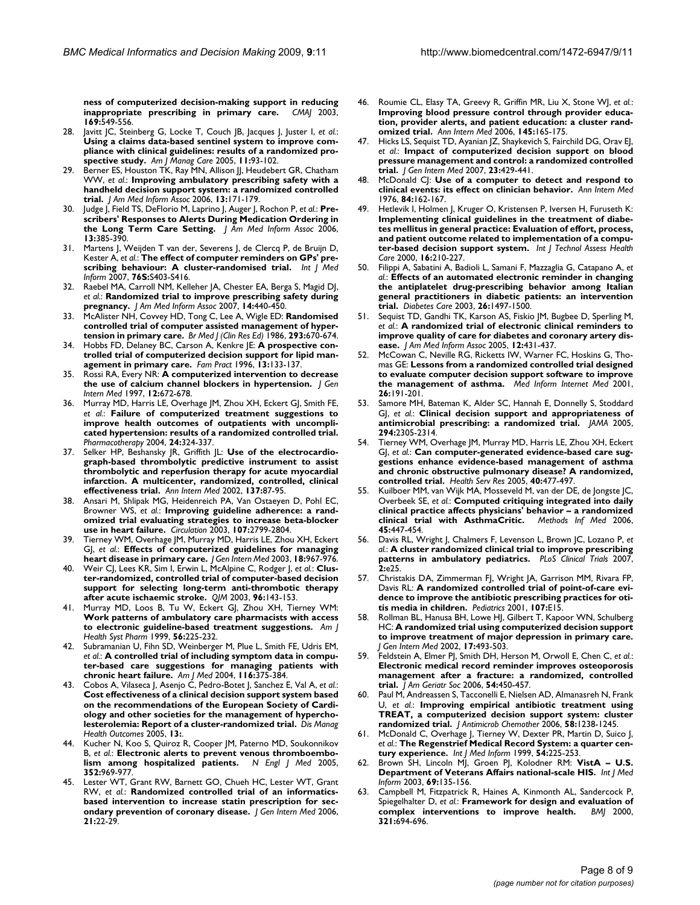**ness of computerized decision-making support in reducing inappropriate prescribing in primary care.** *CMAJ* 2003, **169:**549-556.

28. Javitt JC, Steinberg G, Locke T, Couch JB, Jacques J, Juster I, *et al.*: **Using a claims data-based sentinel system to improve compliance with clinical guidelines: results of a randomized prospective study.** *Am J Manag Care* 2005, **11:**93-102.
29. Berner ES, Houston TK, Ray MN, Allison JJ, Heudebert GR, Chatham WW, *et al.*: **Improving ambulatory prescribing safety with a handheld decision support system: a randomized controlled trial.** *J Am Med Inform Assoc* 2006, **13:**171-179.
30. Judge J, Field TS, DeFlorio M, Laprino J, Auger J, Rochon P, *et al.*: **Prescribers' Responses to Alerts During Medication Ordering in the Long Term Care Setting.** *J Am Med Inform Assoc* 2006, **13:**385-390.
31. Martens J, Weijden T van der, Severens J, de Clercq P, de Bruijn D, Kester A, *et al.*: **The effect of computer reminders on GPs' prescribing behaviour: A cluster-randomised trial.** *Int J Med Inform* 2007, **76S:**S403-S416.
32. Raebel MA, Carroll NM, Kelleher JA, Chester EA, Berga S, Magid DJ, *et al.*: **Randomized trial to improve prescribing safety during pregnancy.** *J Am Med Inform Assoc* 2007, **14:**440-450.
33. McAlister NH, Covvey HD, Tong C, Lee A, Wigle ED: **Randomised controlled trial of computer assisted management of hypertension in primary care.** *Br Med J (Clin Res Ed)* 1986, **293:**670-674.
34. Hobbs FD, Delaney BC, Carson A, Kenkre JE: **A prospective controlled trial of computerized decision support for lipid management in primary care.** *Fam Pract* 1996, **13:**133-137.
35. Rossi RA, Every NR: **A computerized intervention to decrease the use of calcium channel blockers in hypertension.** *J Gen Intern Med* 1997, **12:**672-678.
36. Murray MD, Harris LE, Overhage JM, Zhou XH, Eckert GJ, Smith FE, *et al.*: **Failure of computerized treatment suggestions to improve health outcomes of outpatients with uncomplicated hypertension: results of a randomized controlled trial.** *Pharmacotherapy* 2004, **24:**324-337.
37. Selker HP, Beshansky JR, Griffith JL: **Use of the electrocardiograph-based thrombolytic predictive instrument to assist thrombolytic and reperfusion therapy for acute myocardial infarction. A multicenter, randomized, controlled, clinical effectiveness trial.** *Ann Intern Med* 2002, **137:**87-95.
38. Ansari M, Shlipak MG, Heidenreich PA, Van Ostaeyen D, Pohl EC, Browner WS, *et al.*: **Improving guideline adherence: a randomized trial evaluating strategies to increase beta-blocker use in heart failure.** *Circulation* 2003, **107:**2799-2804.
39. Tierney WM, Overhage JM, Murray MD, Harris LE, Zhou XH, Eckert GJ, *et al.*: **Effects of computerized guidelines for managing heart disease in primary care.** *J Gen Intern Med* 2003, **18:**967-976.
40. Weir CJ, Lees KR, Sim I, Erwin L, McAlpine C, Rodger J, *et al.*: **Cluster-randomized, controlled trial of computer-based decision support for selecting long-term anti-thrombotic therapy after acute ischaemic stroke.** *QJM* 2003, **96:**143-153.
41. Murray MD, Loos B, Tu W, Eckert GJ, Zhou XH, Tierney WM: **Work patterns of ambulatory care pharmacists with access to electronic guideline-based treatment suggestions.** *Am J Health Syst Pharm* 1999, **56:**225-232.
42. Subramanian U, Fihn SD, Weinberger M, Plue L, Smith FE, Udris EM, *et al.*: **A controlled trial of including symptom data in computer-based care suggestions for managing patients with chronic heart failure.** *Am J Med* 2004, **116:**375-384.
43. Cobos A, Vilaseca J, Asenjo C, Pedro-Botet J, Sanchez E, Val A, *et al.*: **Cost effectiveness of a clinical decision support system based on the recommendations of the European Society of Cardiology and other societies for the management of hypercholesterolemia: Report of a cluster-randomized trial.** *Dis Manag Health Outcomes* 2005, **13:**.
44. Kucher N, Koo S, Quiroz R, Cooper JM, Paterno MD, Soukonnikov B, *et al.*: **Electronic alerts to prevent venous thromboembolism among hospitalized patients.** *N Engl J Med* 2005, **352:**969-977.
45. Lester WT, Grant RW, Barnett GO, Chueh HC, Lester WT, Grant RW, *et al.*: **Randomized controlled trial of an informatics-based intervention to increase statin prescription for secondary prevention of coronary disease.** *J Gen Intern Med* 2006, **21:**22-29.
46. Roumie CL, Elasy TA, Greevy R, Griffin MR, Liu X, Stone WJ, *et al.*: **Improving blood pressure control through provider education, provider alerts, and patient education: a cluster randomized trial.** *Ann Intern Med* 2006, **145:**165-175.
47. Hicks LS, Sequist TD, Ayanian JZ, Shaykevich S, Fairchild DG, Orav EJ, *et al.*: **Impact of computerized decision support on blood pressure management and control: a randomized controlled trial.** *J Gen Intern Med* 2007, **23:**429-441.
48. McDonald CJ: **Use of a computer to detect and respond to clinical events: its effect on clinician behavior.** *Ann Intern Med* 1976, **84:**162-167.
49. Hetlevik I, Holmen J, Kruger O, Kristensen P, Iversen H, Furuseth K: **Implementing clinical guidelines in the treatment of diabetes mellitus in general practice: Evaluation of effort, process, and patient outcome related to implementation of a computer-based decision support system.** *Int J Technol Assess Health Care* 2000, **16:**210-227.
50. Filippi A, Sabatini A, Badioli L, Samani F, Mazzaglia G, Catapano A, *et al.*: **Effects of an automated electronic reminder in changing the antiplatelet drug-prescribing behavior among Italian general practitioners in diabetic patients: an intervention trial.** *Diabetes Care* 2003, **26:**1497-1500.
51. Sequist TD, Gandhi TK, Karson AS, Fiskio JM, Bugbee D, Sperling M, *et al.*: **A randomized trial of electronic clinical reminders to improve quality of care for diabetes and coronary artery disease.** *J Am Med Inform Assoc* 2005, **12:**431-437.
52. McCowan C, Neville RG, Ricketts IW, Warner FC, Hoskins G, Thomas GE: **Lessons from a randomized controlled trial designed to evaluate computer decision support software to improve the management of asthma.** *Med Inform Internet Med* 2001, **26:**191-201.
53. Samore MH, Bateman K, Alder SC, Hannah E, Donnelly S, Stoddard GJ, *et al.*: **Clinical decision support and appropriateness of antimicrobial prescribing: a randomized trial.** *JAMA* 2005, **294:**2305-2314.
54. Tierney WM, Overhage JM, Murray MD, Harris LE, Zhou XH, Eckert GJ, *et al.*: **Can computer-generated evidence-based care suggestions enhance evidence-based management of asthma and chronic obstructive pulmonary disease? A randomized, controlled trial.** *Health Serv Res* 2005, **40:**477-497.
55. Kuilboer MM, van Wijk MA, Mosseveld M, van der DE, de Jongste JC, Overbeek SE, *et al.*: **Computed critiquing integrated into daily clinical practice affects physicians' behavior – a randomized clinical trial with AsthmaCritic.** *Methods Inf Med* 2006, **45:**447-454.
56. Davis RL, Wright J, Chalmers F, Levenson L, Brown JC, Lozano P, *et al.*: **A cluster randomized clinical trial to improve prescribing patterns in ambulatory pediatrics.** *PLoS Clinical Trials* 2007, **2:**e25.
57. Christakis DA, Zimmerman FJ, Wright JA, Garrison MM, Rivara FP, Davis RL: **A randomized controlled trial of point-of-care evidence to improve the antibiotic prescribing practices for otitis media in children.** *Pediatrics* 2001, **107:**E15.
58. Rollman BL, Hanusa BH, Lowe HJ, Gilbert T, Kapoor WN, Schulberg HC: **A randomized trial using computerized decision support to improve treatment of major depression in primary care.** *J Gen Intern Med* 2002, **17:**493-503.
59. Feldstein A, Elmer PJ, Smith DH, Herson M, Orwoll E, Chen C, *et al.*: **Electronic medical record reminder improves osteoporosis management after a fracture: a randomized, controlled trial.** *J Am Geriatr Soc* 2006, **54:**450-457.
60. Paul M, Andreassen S, Tacconelli E, Nielsen AD, Almanasreh N, Frank U, *et al.*: **Improving empirical antibiotic treatment using TREAT, a computerized decision support system: cluster randomized trial.** *J Antimicrob Chemother* 2006, **58:**1238-1245.
61. McDonald C, Overhage J, Tierney W, Dexter PR, Martin D, Suico J, *et al.*: **The Regenstrief Medical Record System: a quarter century experience.** *Int J Med Inform* 1999, **54:**225-253.
62. Brown SH, Lincoln MJ, Groen PJ, Kolodner RM: **VistA – U.S. Department of Veterans Affairs national-scale HIS.** *Int J Med Inform* 2003, **69:**135-156.
63. Campbell M, Fitzpatrick R, Haines A, Kinmonth AL, Sandercock P, Spiegelhalter D, *et al.*: **Framework for design and evaluation of complex interventions to improve health.** *BMJ* 2000, **321:**694-696.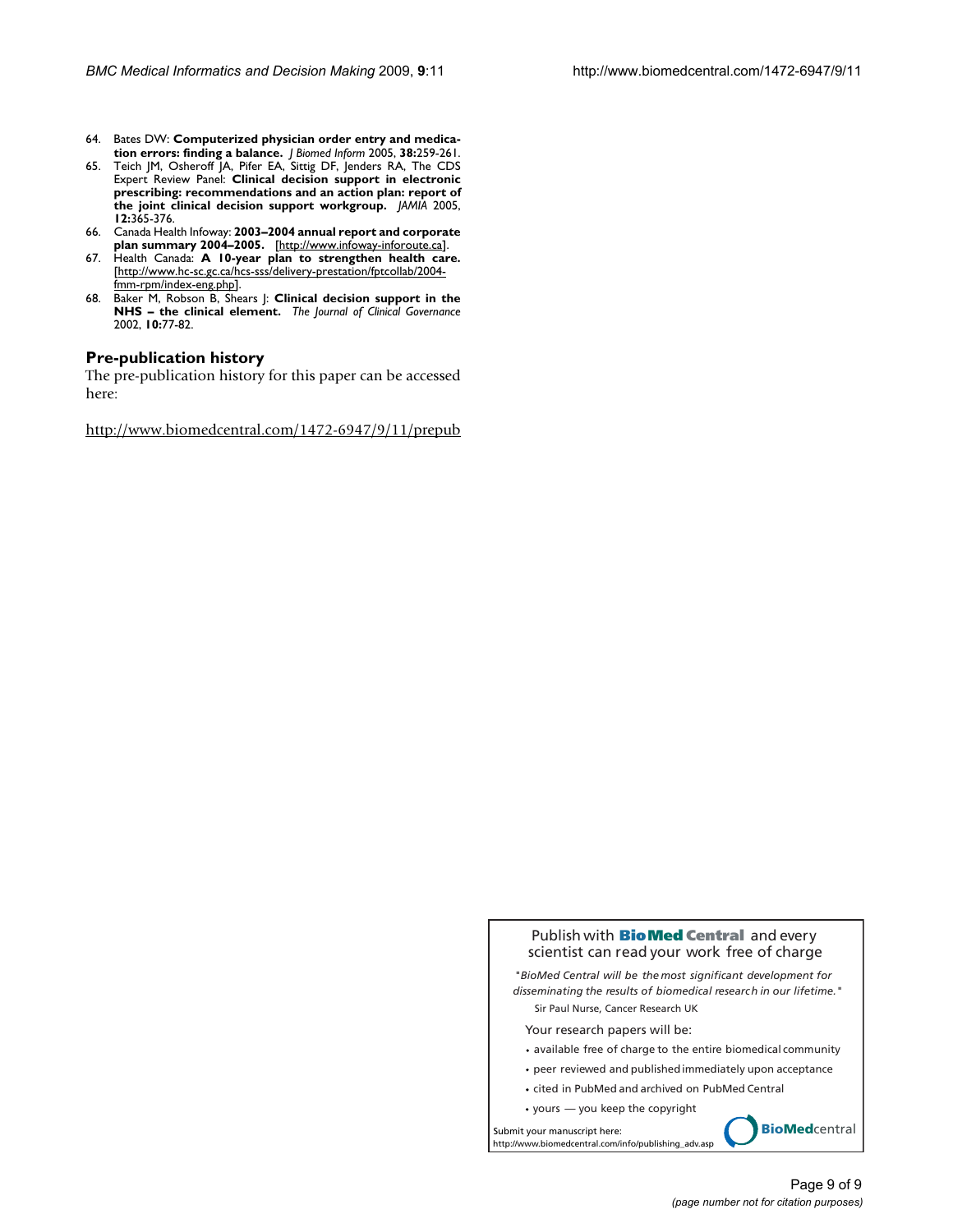64. Bates DW: **Computerized physician order entry and medication errors: finding a balance.** *J Biomed Inform* 2005, **38:**259-261.
65. Teich JM, Osheroff JA, Pifer EA, Sittig DF, Jenders RA, The CDS Expert Review Panel: **Clinical decision support in electronic prescribing: recommendations and an action plan: report of the joint clinical decision support workgroup.** *JAMIA* 2005, **12:**365-376.
66. Canada Health Infoway: **2003–2004 annual report and corporate plan summary 2004–2005.** [http://www.infoway-inforoute.ca].
67. Health Canada: **A 10-year plan to strengthen health care.** [http://www.hc-sc.gc.ca/hcs-sss/delivery-prestation/fptcollab/2004-fmm-rpm/index-eng.php].
68. Baker M, Robson B, Shears J: **Clinical decision support in the NHS – the clinical element.** *The Journal of Clinical Governance* 2002, **10:**77-82.

## Pre-publication history

The pre-publication history for this paper can be accessed here:

http://www.biomedcentral.com/1472-6947/9/11/prepub

Publish with **BioMed Central** and every scientist can read your work free of charge

*"BioMed Central will be the most significant development for disseminating the results of biomedical research in our lifetime."*

Sir Paul Nurse, Cancer Research UK

Your research papers will be:

- available free of charge to the entire biomedical community
- peer reviewed and published immediately upon acceptance
- cited in PubMed and archived on PubMed Central
- yours — you keep the copyright

Submit your manuscript here:
http://www.biomedcentral.com/info/publishing_adv.asp

**BioMed**central